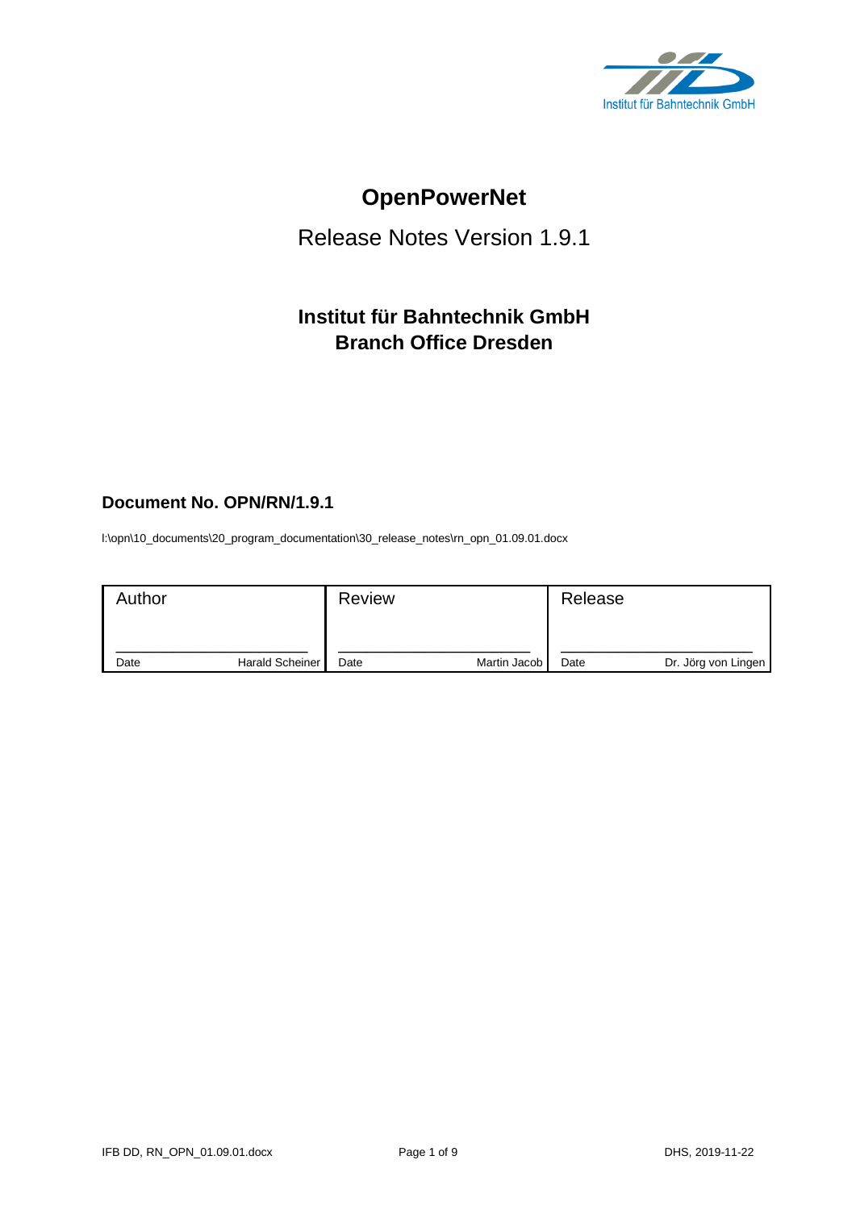Institut für Bahntechnik GmbH

# OpenPowerNet

## Release Notes Version 1.9.1

### Institut für Bahntechnik GmbH
### Branch Office Dresden

**Document No. OPN/RN/1.9.1**

I:\opn\10_documents\20_program_documentation\30_release_notes\rn_opn_01.09.01.docx

| Author | Review | Release |
|---|---|---|
| ______________________ | ______________________ | ______________________ |
| Date Harald Scheiner | Date Martin Jacob | Date Dr. Jörg von Lingen |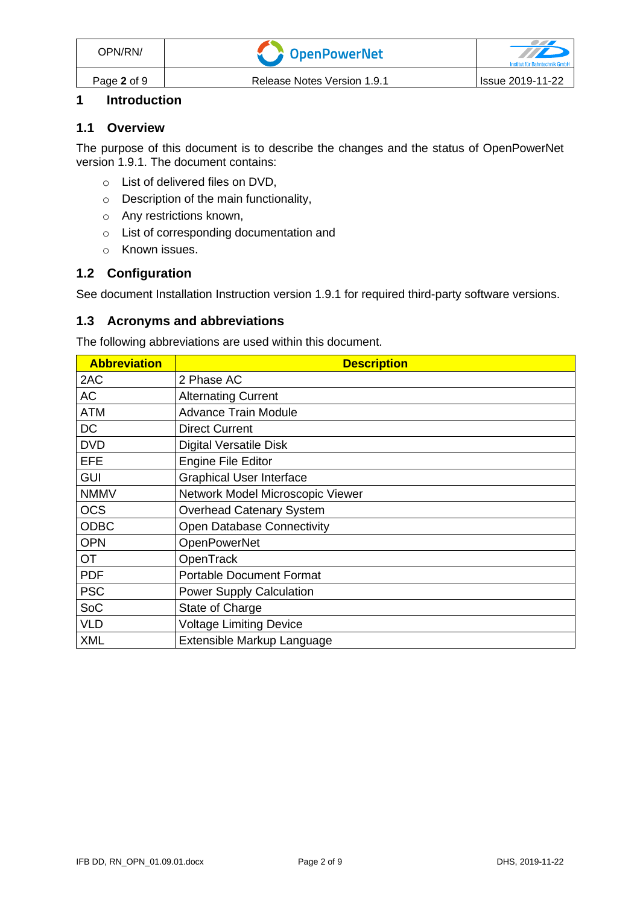# 1 Introduction

## 1.1 Overview

The purpose of this document is to describe the changes and the status of OpenPowerNet version 1.9.1. The document contains:

- List of delivered files on DVD,
- Description of the main functionality,
- Any restrictions known,
- List of corresponding documentation and
- Known issues.

## 1.2 Configuration

See document Installation Instruction version 1.9.1 for required third-party software versions.

## 1.3 Acronyms and abbreviations

The following abbreviations are used within this document.

| Abbreviation | Description |
|---|---|
| 2AC | 2 Phase AC |
| AC | Alternating Current |
| ATM | Advance Train Module |
| DC | Direct Current |
| DVD | Digital Versatile Disk |
| EFE | Engine File Editor |
| GUI | Graphical User Interface |
| NMMV | Network Model Microscopic Viewer |
| OCS | Overhead Catenary System |
| ODBC | Open Database Connectivity |
| OPN | OpenPowerNet |
| OT | OpenTrack |
| PDF | Portable Document Format |
| PSC | Power Supply Calculation |
| SoC | State of Charge |
| VLD | Voltage Limiting Device |
| XML | Extensible Markup Language |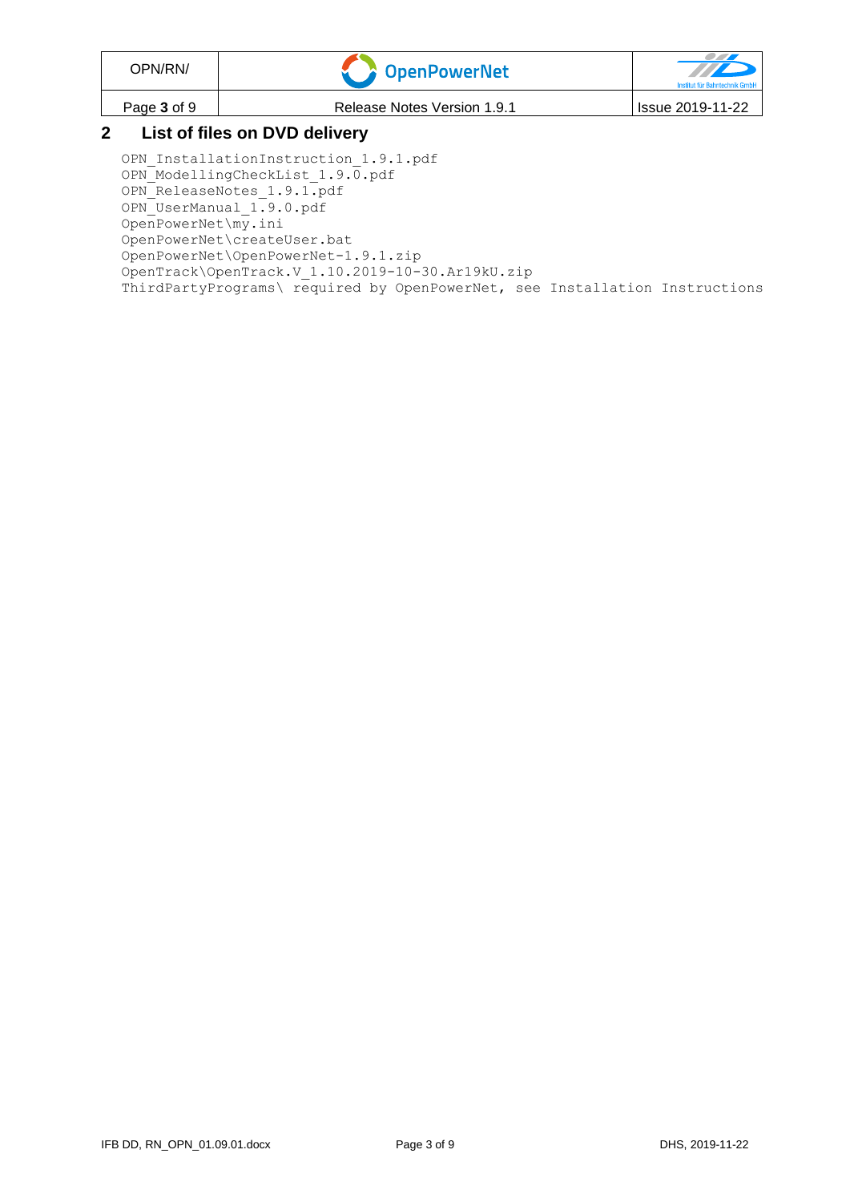## 2 List of files on DVD delivery

```
OPN_InstallationInstruction_1.9.1.pdf
OPN_ModellingCheckList_1.9.0.pdf
OPN_ReleaseNotes_1.9.1.pdf
OPN_UserManual_1.9.0.pdf
OpenPowerNet\my.ini
OpenPowerNet\createUser.bat
OpenPowerNet\OpenPowerNet-1.9.1.zip
OpenTrack\OpenTrack.V_1.10.2019-10-30.Ar19kU.zip
ThirdPartyPrograms\ required by OpenPowerNet, see Installation Instructions
```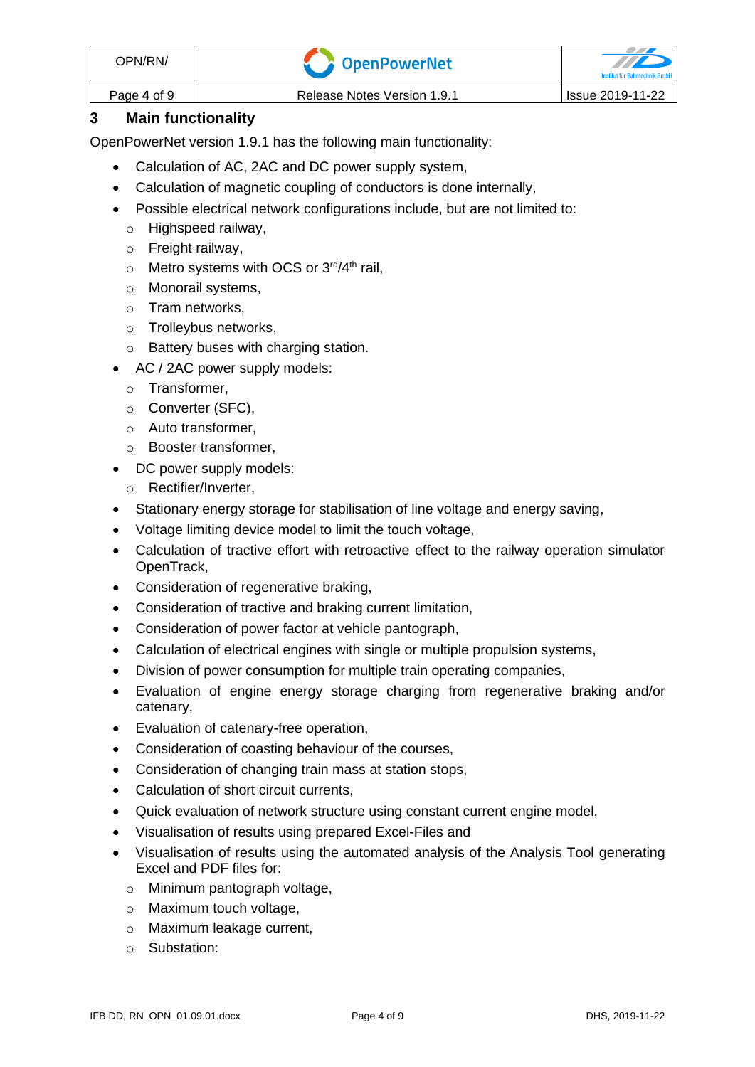## 3 Main functionality

OpenPowerNet version 1.9.1 has the following main functionality:

- Calculation of AC, 2AC and DC power supply system,
- Calculation of magnetic coupling of conductors is done internally,
- Possible electrical network configurations include, but are not limited to:
  - Highspeed railway,
  - Freight railway,
  - Metro systems with OCS or 3rd/4th rail,
  - Monorail systems,
  - Tram networks,
  - Trolleybus networks,
  - Battery buses with charging station.
- AC / 2AC power supply models:
  - Transformer,
  - Converter (SFC),
  - Auto transformer,
  - Booster transformer,
- DC power supply models:
  - Rectifier/Inverter,
- Stationary energy storage for stabilisation of line voltage and energy saving,
- Voltage limiting device model to limit the touch voltage,
- Calculation of tractive effort with retroactive effect to the railway operation simulator OpenTrack,
- Consideration of regenerative braking,
- Consideration of tractive and braking current limitation,
- Consideration of power factor at vehicle pantograph,
- Calculation of electrical engines with single or multiple propulsion systems,
- Division of power consumption for multiple train operating companies,
- Evaluation of engine energy storage charging from regenerative braking and/or catenary,
- Evaluation of catenary-free operation,
- Consideration of coasting behaviour of the courses,
- Consideration of changing train mass at station stops,
- Calculation of short circuit currents,
- Quick evaluation of network structure using constant current engine model,
- Visualisation of results using prepared Excel-Files and
- Visualisation of results using the automated analysis of the Analysis Tool generating Excel and PDF files for:
  - Minimum pantograph voltage,
  - Maximum touch voltage,
  - Maximum leakage current,
  - Substation: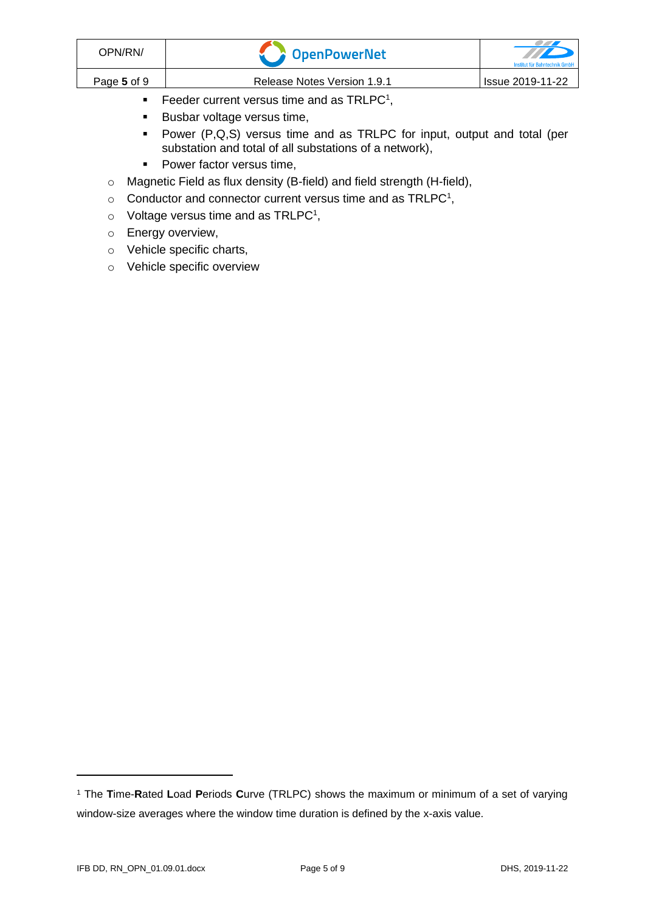- Feeder current versus time and as TRLPC[1],
    - Busbar voltage versus time,
    - Power (P,Q,S) versus time and as TRLPC for input, output and total (per substation and total of all substations of a network),
    - Power factor versus time,
  - Magnetic Field as flux density (B-field) and field strength (H-field),
  - Conductor and connector current versus time and as TRLPC[1],
  - Voltage versus time and as TRLPC[1],
  - Energy overview,
  - Vehicle specific charts,
  - Vehicle specific overview

---

[1] The **T**ime-**R**ated **L**oad **P**eriods **C**urve (TRLPC) shows the maximum or minimum of a set of varying window-size averages where the window time duration is defined by the x-axis value.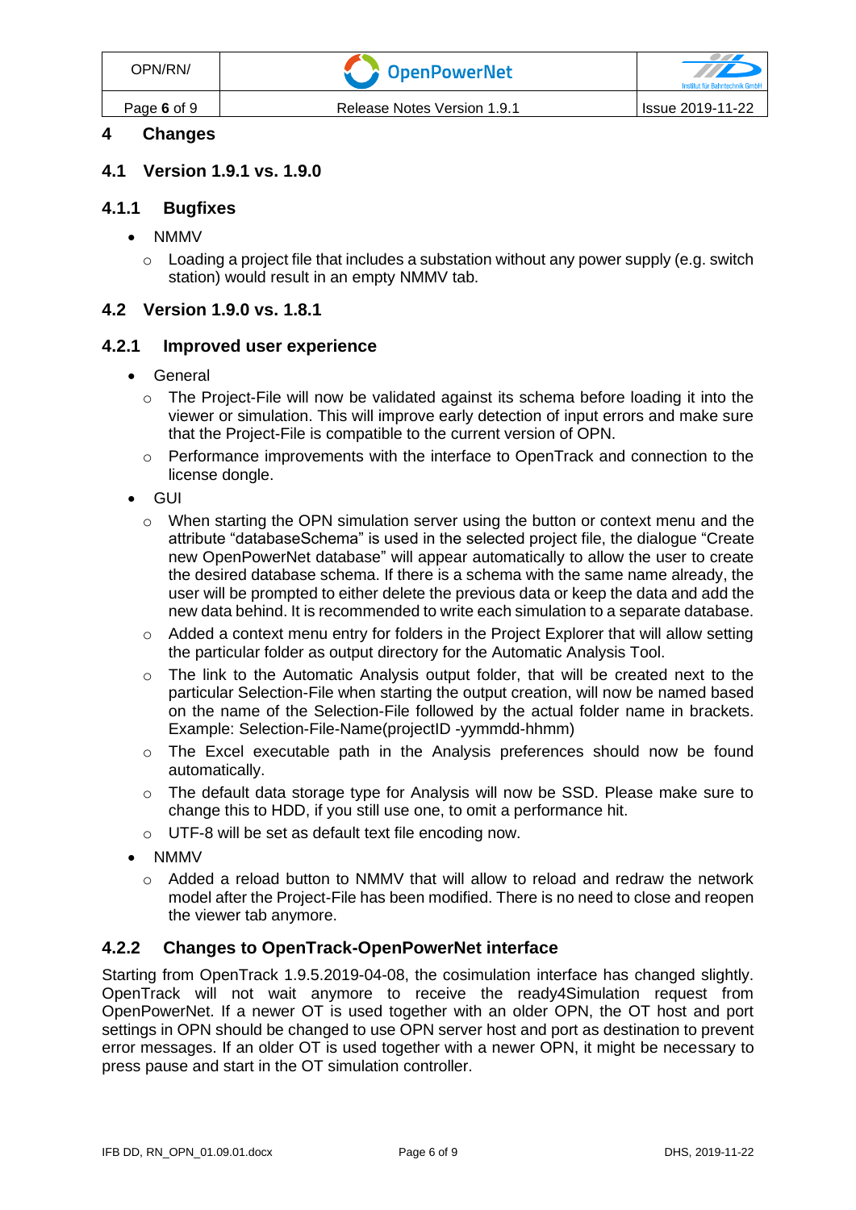# 4 Changes

## 4.1 Version 1.9.1 vs. 1.9.0

### 4.1.1 Bugfixes

- NMMV
  - Loading a project file that includes a substation without any power supply (e.g. switch station) would result in an empty NMMV tab.

## 4.2 Version 1.9.0 vs. 1.8.1

### 4.2.1 Improved user experience

- General
  - The Project-File will now be validated against its schema before loading it into the viewer or simulation. This will improve early detection of input errors and make sure that the Project-File is compatible to the current version of OPN.
  - Performance improvements with the interface to OpenTrack and connection to the license dongle.
- GUI
  - When starting the OPN simulation server using the button or context menu and the attribute “databaseSchema” is used in the selected project file, the dialogue “Create new OpenPowerNet database” will appear automatically to allow the user to create the desired database schema. If there is a schema with the same name already, the user will be prompted to either delete the previous data or keep the data and add the new data behind. It is recommended to write each simulation to a separate database.
  - Added a context menu entry for folders in the Project Explorer that will allow setting the particular folder as output directory for the Automatic Analysis Tool.
  - The link to the Automatic Analysis output folder, that will be created next to the particular Selection-File when starting the output creation, will now be named based on the name of the Selection-File followed by the actual folder name in brackets. Example: Selection-File-Name(projectID -yymmdd-hhmm)
  - The Excel executable path in the Analysis preferences should now be found automatically.
  - The default data storage type for Analysis will now be SSD. Please make sure to change this to HDD, if you still use one, to omit a performance hit.
  - UTF-8 will be set as default text file encoding now.
- NMMV
  - Added a reload button to NMMV that will allow to reload and redraw the network model after the Project-File has been modified. There is no need to close and reopen the viewer tab anymore.

### 4.2.2 Changes to OpenTrack-OpenPowerNet interface

Starting from OpenTrack 1.9.5.2019-04-08, the cosimulation interface has changed slightly. OpenTrack will not wait anymore to receive the ready4Simulation request from OpenPowerNet. If a newer OT is used together with an older OPN, the OT host and port settings in OPN should be changed to use OPN server host and port as destination to prevent error messages. If an older OT is used together with a newer OPN, it might be necessary to press pause and start in the OT simulation controller.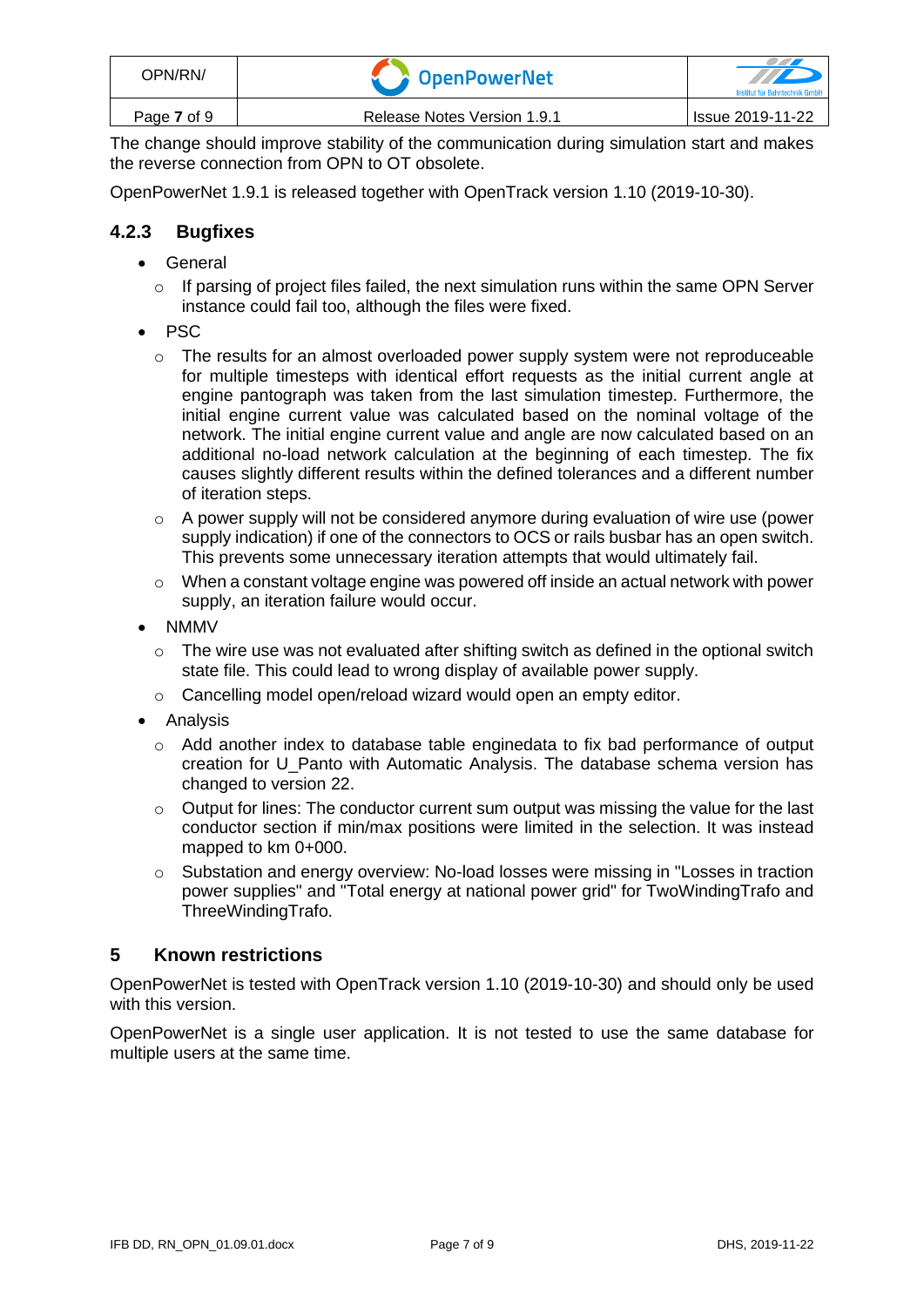The change should improve stability of the communication during simulation start and makes the reverse connection from OPN to OT obsolete.

OpenPowerNet 1.9.1 is released together with OpenTrack version 1.10 (2019-10-30).

### 4.2.3 Bugfixes

- General
  - If parsing of project files failed, the next simulation runs within the same OPN Server instance could fail too, although the files were fixed.
- PSC
  - The results for an almost overloaded power supply system were not reproduceable for multiple timesteps with identical effort requests as the initial current angle at engine pantograph was taken from the last simulation timestep. Furthermore, the initial engine current value was calculated based on the nominal voltage of the network. The initial engine current value and angle are now calculated based on an additional no-load network calculation at the beginning of each timestep. The fix causes slightly different results within the defined tolerances and a different number of iteration steps.
  - A power supply will not be considered anymore during evaluation of wire use (power supply indication) if one of the connectors to OCS or rails busbar has an open switch. This prevents some unnecessary iteration attempts that would ultimately fail.
  - When a constant voltage engine was powered off inside an actual network with power supply, an iteration failure would occur.
- NMMV
  - The wire use was not evaluated after shifting switch as defined in the optional switch state file. This could lead to wrong display of available power supply.
  - Cancelling model open/reload wizard would open an empty editor.
- Analysis
  - Add another index to database table enginedata to fix bad performance of output creation for U_Panto with Automatic Analysis. The database schema version has changed to version 22.
  - Output for lines: The conductor current sum output was missing the value for the last conductor section if min/max positions were limited in the selection. It was instead mapped to km 0+000.
  - Substation and energy overview: No-load losses were missing in "Losses in traction power supplies" and "Total energy at national power grid" for TwoWindingTrafo and ThreeWindingTrafo.

## 5 Known restrictions

OpenPowerNet is tested with OpenTrack version 1.10 (2019-10-30) and should only be used with this version.

OpenPowerNet is a single user application. It is not tested to use the same database for multiple users at the same time.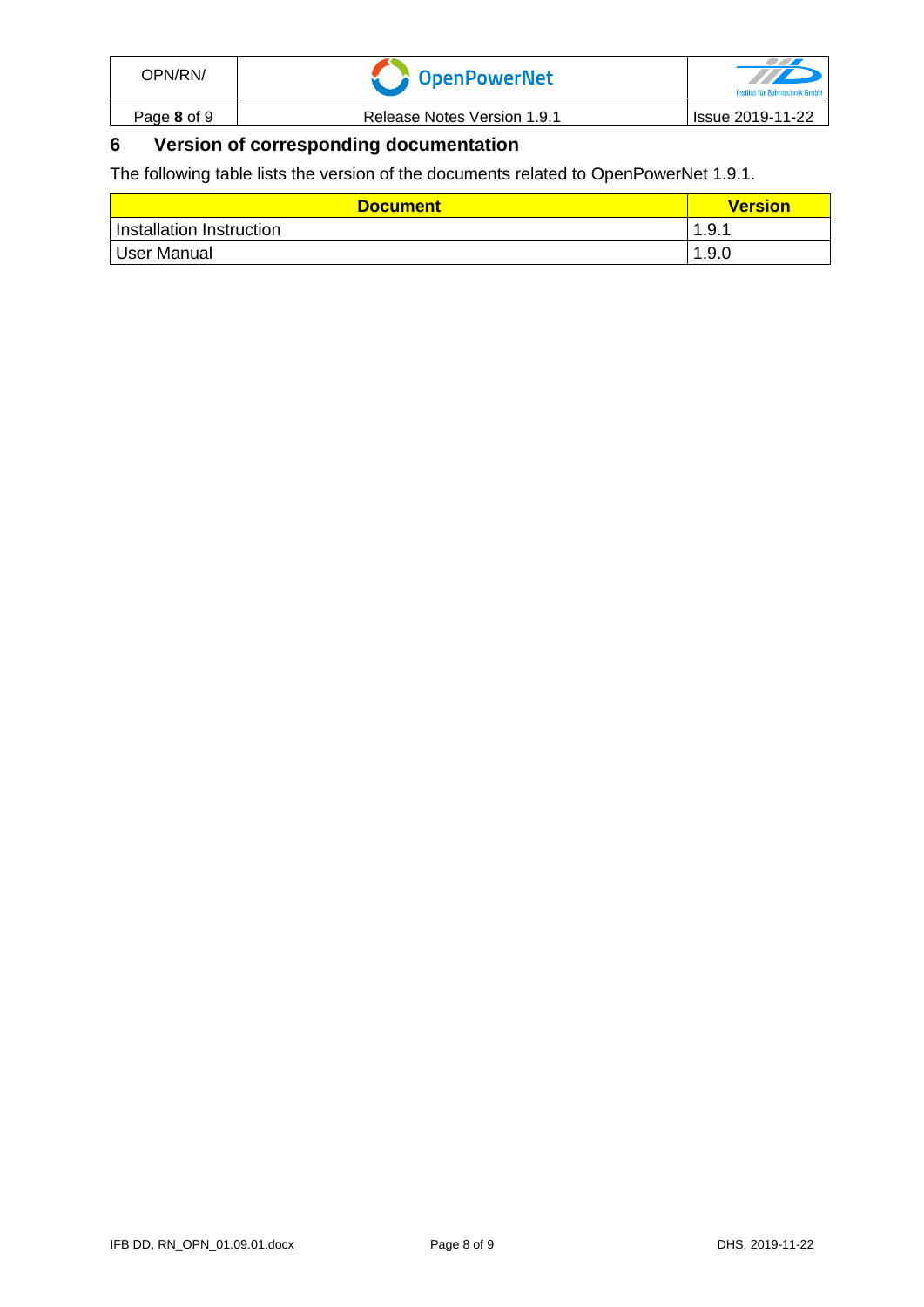# 6 Version of corresponding documentation

The following table lists the version of the documents related to OpenPowerNet 1.9.1.

| Document | Version |
|---|---|
| Installation Instruction | 1.9.1 |
| User Manual | 1.9.0 |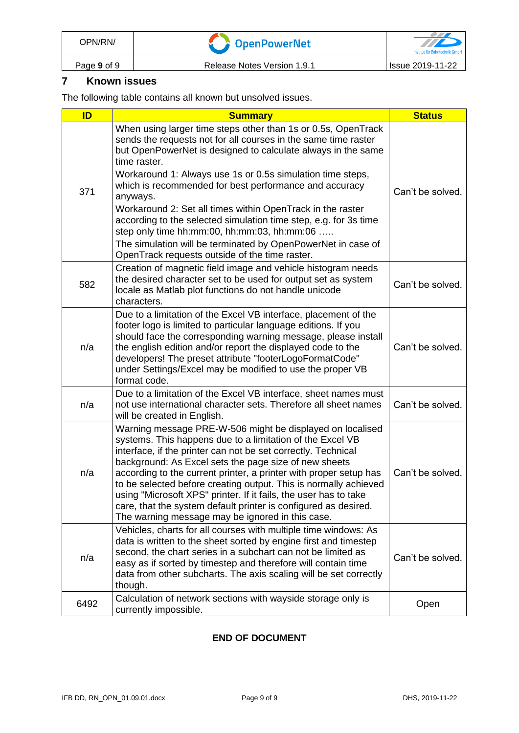## 7 Known issues

The following table contains all known but unsolved issues.

| ID | Summary | Status |
|---|---|---|
| 371 | When using larger time steps other than 1s or 0.5s, OpenTrack sends the requests not for all courses in the same time raster but OpenPowerNet is designed to calculate always in the same time raster.<br>Workaround 1: Always use 1s or 0.5s simulation time steps, which is recommended for best performance and accuracy anyways.<br>Workaround 2: Set all times within OpenTrack in the raster according to the selected simulation time step, e.g. for 3s time step only time hh:mm:00, hh:mm:03, hh:mm:06 …..<br>The simulation will be terminated by OpenPowerNet in case of OpenTrack requests outside of the time raster. | Can't be solved. |
| 582 | Creation of magnetic field image and vehicle histogram needs the desired character set to be used for output set as system locale as Matlab plot functions do not handle unicode characters. | Can't be solved. |
| n/a | Due to a limitation of the Excel VB interface, placement of the footer logo is limited to particular language editions. If you should face the corresponding warning message, please install the english edition and/or report the displayed code to the developers! The preset attribute "footerLogoFormatCode" under Settings/Excel may be modified to use the proper VB format code. | Can't be solved. |
| n/a | Due to a limitation of the Excel VB interface, sheet names must not use international character sets. Therefore all sheet names will be created in English. | Can't be solved. |
| n/a | Warning message PRE-W-506 might be displayed on localised systems. This happens due to a limitation of the Excel VB interface, if the printer can not be set correctly. Technical background: As Excel sets the page size of new sheets according to the current printer, a printer with proper setup has to be selected before creating output. This is normally achieved using "Microsoft XPS" printer. If it fails, the user has to take care, that the system default printer is configured as desired. The warning message may be ignored in this case. | Can't be solved. |
| n/a | Vehicles, charts for all courses with multiple time windows: As data is written to the sheet sorted by engine first and timestep second, the chart series in a subchart can not be limited as easy as if sorted by timestep and therefore will contain time data from other subcharts. The axis scaling will be set correctly though. | Can't be solved. |
| 6492 | Calculation of network sections with wayside storage only is currently impossible. | Open |

**END OF DOCUMENT**